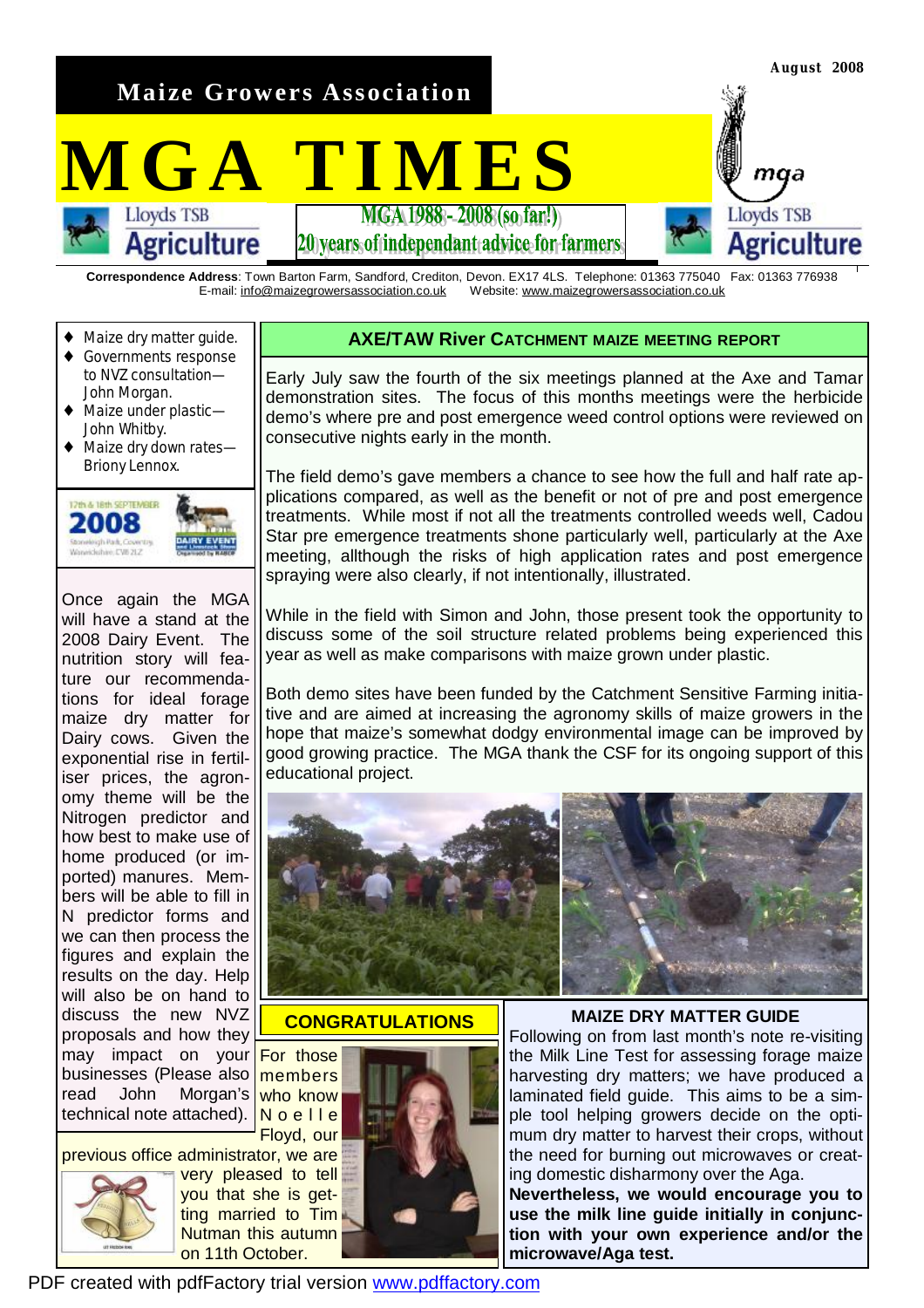August 2008

# Maize Growers Association

# MGA TIMES

MGA 1988 - 2008 (so far!)

20 years of independant advice for farmers

**Correspondence Address**: Town Barton Farm, Sandford, Crediton, Devon. EX17 4LS. Telephone: 01363 775040 Fax: 01363 776938
E-mail: info@maizegrowersassociation.co.uk Website: www.maizegrowersassociation.co.uk

- Maize dry matter guide.
- Governments response to NVZ consultation—John Morgan.
- Maize under plastic—John Whitby.
- Maize dry down rates—Briony Lennox.

17th & 18th SEPTEMBER 2008 — DAIRY EVENT

Once again the MGA will have a stand at the 2008 Dairy Event. The nutrition story will feature our recommendations for ideal forage maize dry matter for Dairy cows. Given the exponential rise in fertiliser prices, the agronomy theme will be the Nitrogen predictor and how best to make use of home produced (or imported) manures. Members will be able to fill in N predictor forms and we can then process the figures and explain the results on the day. Help will also be on hand to discuss the new NVZ proposals and how they may impact on your businesses (Please also read John Morgan's technical note attached).

## AXE/TAW River CATCHMENT MAIZE MEETING REPORT

Early July saw the fourth of the six meetings planned at the Axe and Tamar demonstration sites. The focus of this months meetings were the herbicide demo's where pre and post emergence weed control options were reviewed on consecutive nights early in the month.

The field demo's gave members a chance to see how the full and half rate applications compared, as well as the benefit or not of pre and post emergence treatments. While most if not all the treatments controlled weeds well, Cadou Star pre emergence treatments shone particularly well, particularly at the Axe meeting, allthough the risks of high application rates and post emergence spraying were also clearly, if not intentionally, illustrated.

While in the field with Simon and John, those present took the opportunity to discuss some of the soil structure related problems being experienced this year as well as make comparisons with maize grown under plastic.

Both demo sites have been funded by the Catchment Sensitive Farming initiative and are aimed at increasing the agronomy skills of maize growers in the hope that maize's somewhat dodgy environmental image can be improved by good growing practice. The MGA thank the CSF for its ongoing support of this educational project.

## CONGRATULATIONS

For those members who know Noelle Floyd, our previous office administrator, we are very pleased to tell you that she is getting married to Tim Nutman this autumn on 11th October.

## MAIZE DRY MATTER GUIDE

Following on from last month's note re-visiting the Milk Line Test for assessing forage maize harvesting dry matters; we have produced a laminated field guide. This aims to be a simple tool helping growers decide on the optimum dry matter to harvest their crops, without the need for burning out microwaves or creating domestic disharmony over the Aga.

**Nevertheless, we would encourage you to use the milk line guide initially in conjunction with your own experience and/or the microwave/Aga test.**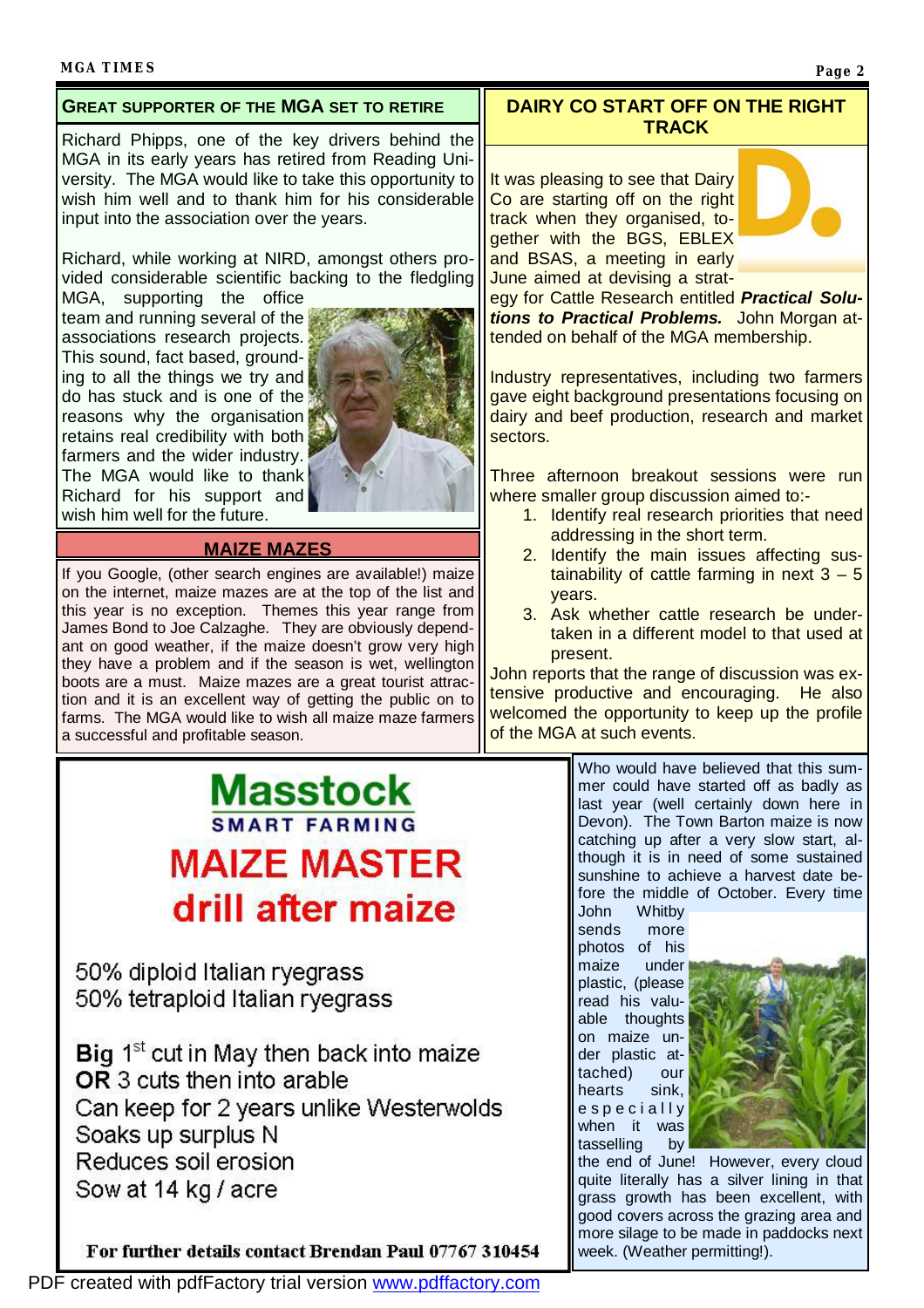## GREAT SUPPORTER OF THE MGA SET TO RETIRE

Richard Phipps, one of the key drivers behind the MGA in its early years has retired from Reading University. The MGA would like to take this opportunity to wish him well and to thank him for his considerable input into the association over the years.

Richard, while working at NIRD, amongst others provided considerable scientific backing to the fledgling MGA, supporting the office team and running several of the associations research projects. This sound, fact based, grounding to all the things we try and do has stuck and is one of the reasons why the organisation retains real credibility with both farmers and the wider industry. The MGA would like to thank Richard for his support and wish him well for the future.

## MAIZE MAZES

If you Google, (other search engines are available!) maize on the internet, maize mazes are at the top of the list and this year is no exception. Themes this year range from James Bond to Joe Calzaghe. They are obviously dependant on good weather, if the maize doesn't grow very high they have a problem and if the season is wet, wellington boots are a must. Maize mazes are a great tourist attraction and it is an excellent way of getting the public on to farms. The MGA would like to wish all maize maze farmers a successful and profitable season.

## DAIRY CO START OFF ON THE RIGHT TRACK

It was pleasing to see that Dairy Co are starting off on the right track when they organised, together with the BGS, EBLEX and BSAS, a meeting in early June aimed at devising a strategy for Cattle Research entitled ***Practical Solutions to Practical Problems.*** John Morgan attended on behalf of the MGA membership.

Industry representatives, including two farmers gave eight background presentations focusing on dairy and beef production, research and market sectors.

Three afternoon breakout sessions were run where smaller group discussion aimed to:-

1. Identify real research priorities that need addressing in the short term.
2. Identify the main issues affecting sustainability of cattle farming in next 3 – 5 years.
3. Ask whether cattle research be undertaken in a different model to that used at present.

John reports that the range of discussion was extensive productive and encouraging. He also welcomed the opportunity to keep up the profile of the MGA at such events.

**Masstock**
**SMART FARMING**

**MAIZE MASTER drill after maize**

50% diploid Italian ryegrass
50% tetraploid Italian ryegrass

**Big** 1st cut in May then back into maize
**OR** 3 cuts then into arable
Can keep for 2 years unlike Westerwolds
Soaks up surplus N
Reduces soil erosion
Sow at 14 kg / acre

**For further details contact Brendan Paul 07767 310454**

Who would have believed that this summer could have started off as badly as last year (well certainly down here in Devon). The Town Barton maize is now catching up after a very slow start, although it is in need of some sustained sunshine to achieve a harvest date before the middle of October. Every time John Whitby sends more photos of his maize under plastic, (please read his valuable thoughts on maize under plastic attached) our hearts sink, especially when it was tasselling by the end of June! However, every cloud quite literally has a silver lining in that grass growth has been excellent, with good covers across the grazing area and more silage to be made in paddocks next week. (Weather permitting!).